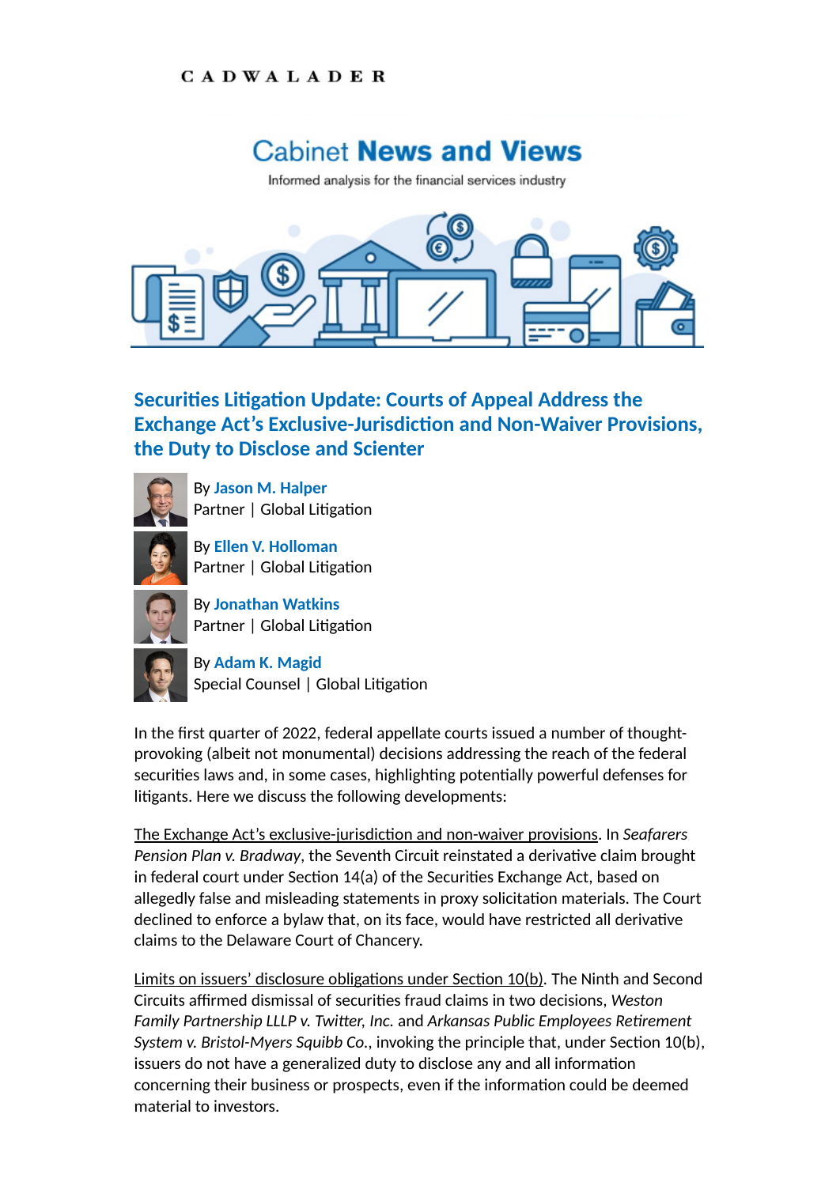CADWALADER

Cabinet **News and Views**

Informed analysis for the financial services industry

## Securities Litigation Update: Courts of Appeal Address the Exchange Act's Exclusive-Jurisdiction and Non-Waiver Provisions, the Duty to Disclose and Scienter

By **Jason M. Halper**
Partner | Global Litigation

By **Ellen V. Holloman**
Partner | Global Litigation

By **Jonathan Watkins**
Partner | Global Litigation

By **Adam K. Magid**
Special Counsel | Global Litigation

In the first quarter of 2022, federal appellate courts issued a number of thought-provoking (albeit not monumental) decisions addressing the reach of the federal securities laws and, in some cases, highlighting potentially powerful defenses for litigants. Here we discuss the following developments:

The Exchange Act's exclusive-jurisdiction and non-waiver provisions. In *Seafarers Pension Plan v. Bradway*, the Seventh Circuit reinstated a derivative claim brought in federal court under Section 14(a) of the Securities Exchange Act, based on allegedly false and misleading statements in proxy solicitation materials. The Court declined to enforce a bylaw that, on its face, would have restricted all derivative claims to the Delaware Court of Chancery.

Limits on issuers' disclosure obligations under Section 10(b). The Ninth and Second Circuits affirmed dismissal of securities fraud claims in two decisions, *Weston Family Partnership LLLP v. Twitter, Inc.* and *Arkansas Public Employees Retirement System v. Bristol-Myers Squibb Co.*, invoking the principle that, under Section 10(b), issuers do not have a generalized duty to disclose any and all information concerning their business or prospects, even if the information could be deemed material to investors.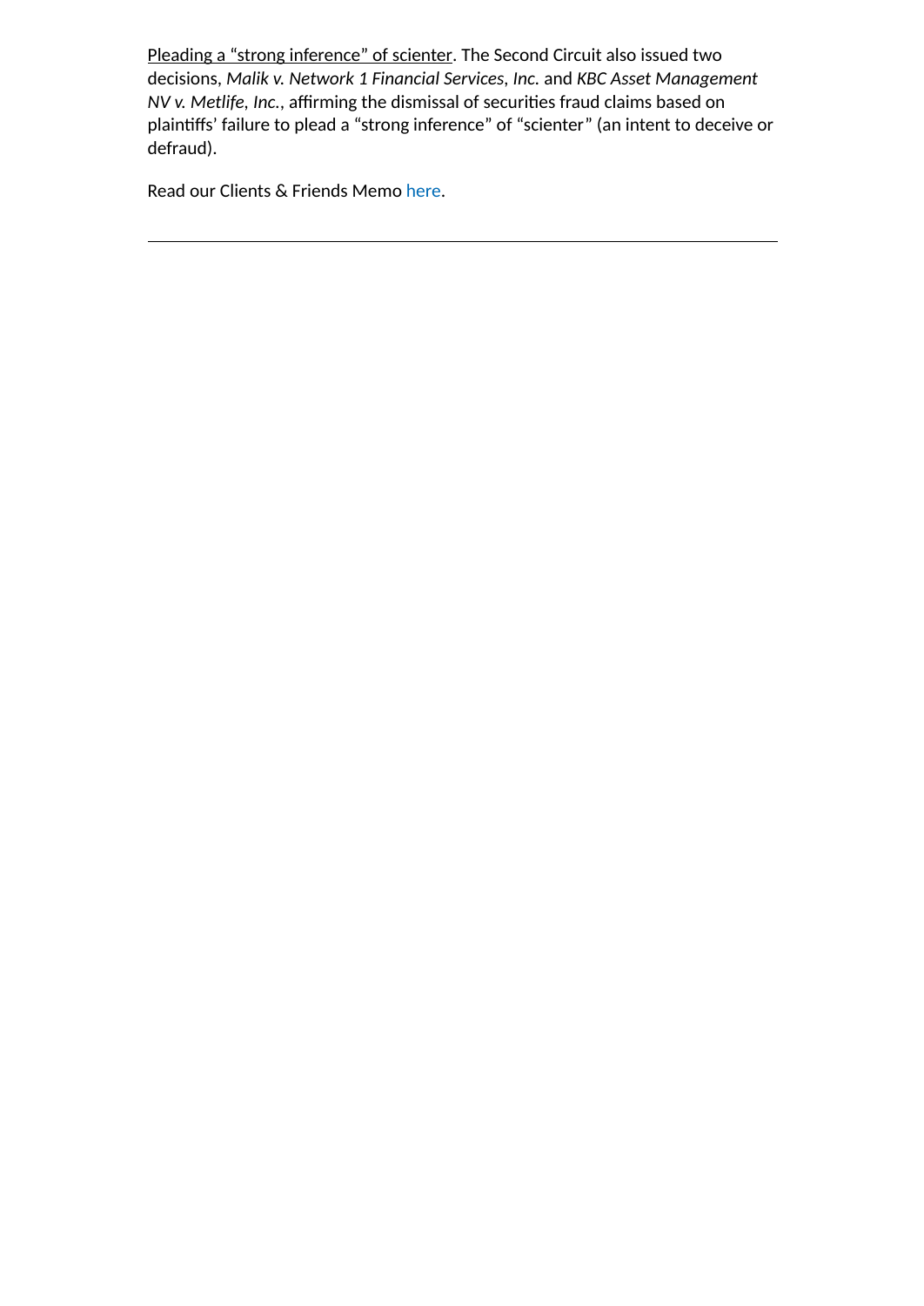<u>Pleading a "strong inference" of scienter</u>. The Second Circuit also issued two decisions, *Malik v. Network 1 Financial Services, Inc.* and *KBC Asset Management NV v. Metlife, Inc.*, affirming the dismissal of securities fraud claims based on plaintiffs' failure to plead a "strong inference" of "scienter" (an intent to deceive or defraud).

Read our Clients & Friends Memo here.

---